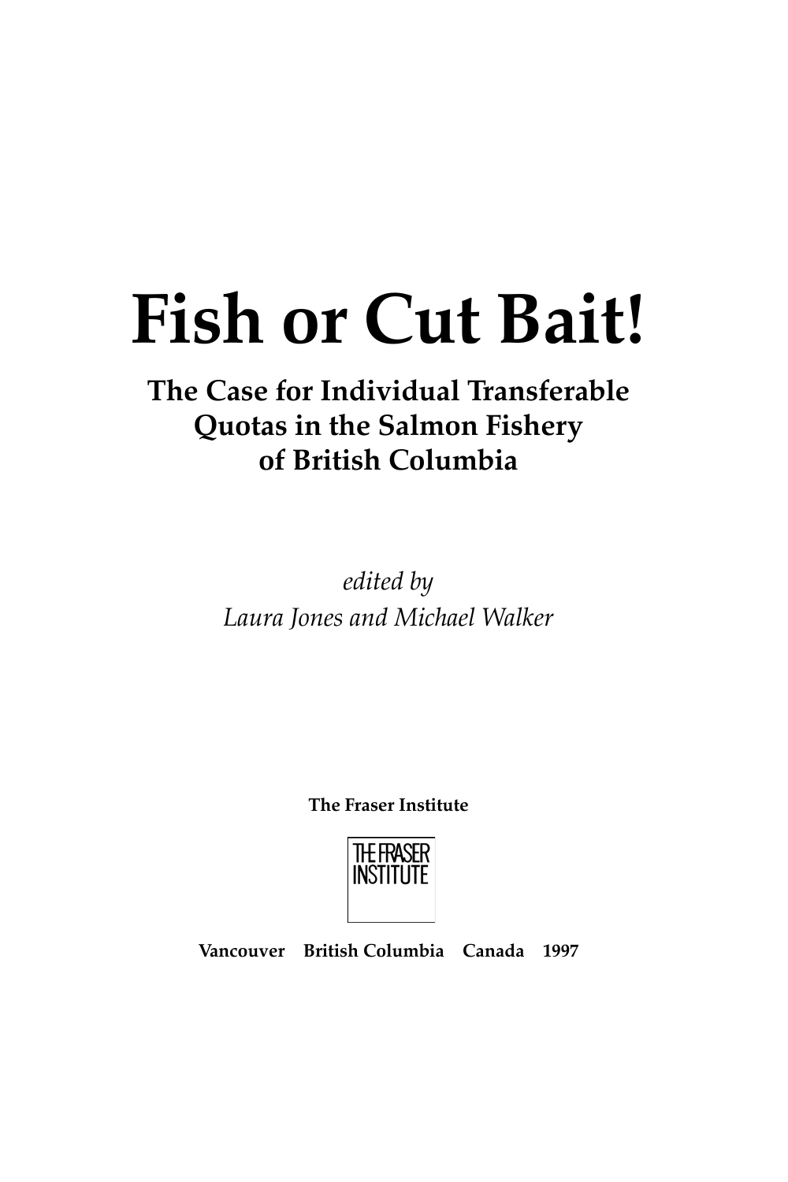# Fish or Cut Bait!

## The Case for Individual Transferable Quotas in the Salmon Fishery of British Columbia

*edited by*

*Laura Jones and Michael Walker*

**The Fraser Institute**

THE FRASER INSTITUTE

**Vancouver British Columbia Canada 1997**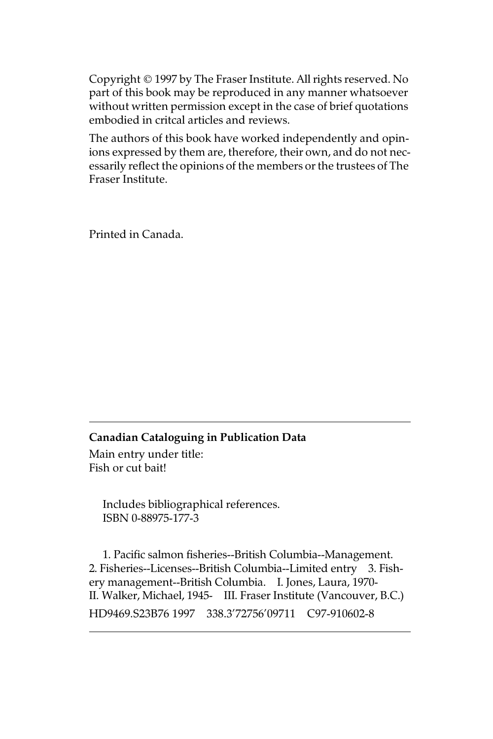Copyright © 1997 by The Fraser Institute. All rights reserved. No part of this book may be reproduced in any manner whatsoever without written permission except in the case of brief quotations embodied in critcal articles and reviews.

The authors of this book have worked independently and opinions expressed by them are, therefore, their own, and do not necessarily reflect the opinions of the members or the trustees of The Fraser Institute.

Printed in Canada.

---

**Canadian Cataloguing in Publication Data**

Main entry under title:
Fish or cut bait!

Includes bibliographical references.
ISBN 0-88975-177-3

1. Pacific salmon fisheries--British Columbia--Management. 2. Fisheries--Licenses--British Columbia--Limited entry 3. Fishery management--British Columbia. I. Jones, Laura, 1970- II. Walker, Michael, 1945- III. Fraser Institute (Vancouver, B.C.)

HD9469.S23B76 1997 338.3′72756′09711 C97-910602-8

---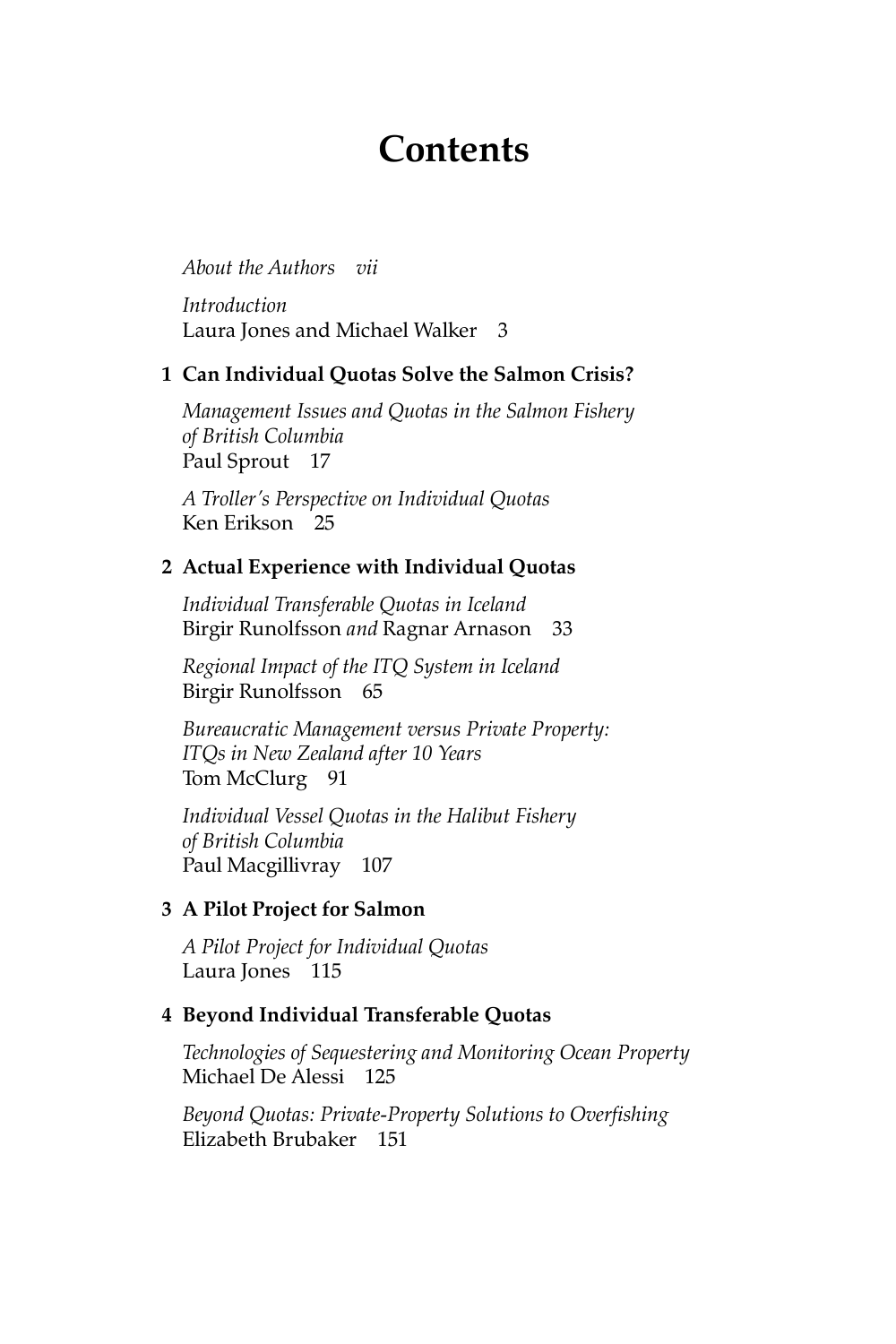# Contents

*About the Authors* *vii*

*Introduction*
Laura Jones and Michael Walker 3

## 1 Can Individual Quotas Solve the Salmon Crisis?

*Management Issues and Quotas in the Salmon Fishery of British Columbia*
Paul Sprout 17

*A Troller's Perspective on Individual Quotas*
Ken Erikson 25

## 2 Actual Experience with Individual Quotas

*Individual Transferable Quotas in Iceland*
Birgir Runolfsson *and* Ragnar Arnason 33

*Regional Impact of the ITQ System in Iceland*
Birgir Runolfsson 65

*Bureaucratic Management versus Private Property: ITQs in New Zealand after 10 Years*
Tom McClurg 91

*Individual Vessel Quotas in the Halibut Fishery of British Columbia*
Paul Macgillivray 107

## 3 A Pilot Project for Salmon

*A Pilot Project for Individual Quotas*
Laura Jones 115

## 4 Beyond Individual Transferable Quotas

*Technologies of Sequestering and Monitoring Ocean Property*
Michael De Alessi 125

*Beyond Quotas: Private-Property Solutions to Overfishing*
Elizabeth Brubaker 151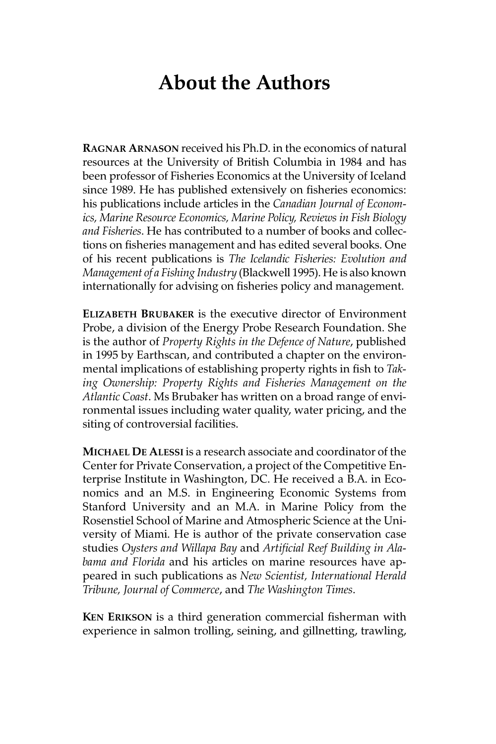# About the Authors

**RAGNAR ARNASON** received his Ph.D. in the economics of natural resources at the University of British Columbia in 1984 and has been professor of Fisheries Economics at the University of Iceland since 1989. He has published extensively on fisheries economics: his publications include articles in the *Canadian Journal of Economics, Marine Resource Economics, Marine Policy, Reviews in Fish Biology and Fisheries*. He has contributed to a number of books and collections on fisheries management and has edited several books. One of his recent publications is *The Icelandic Fisheries: Evolution and Management of a Fishing Industry* (Blackwell 1995). He is also known internationally for advising on fisheries policy and management.

**ELIZABETH BRUBAKER** is the executive director of Environment Probe, a division of the Energy Probe Research Foundation. She is the author of *Property Rights in the Defence of Nature*, published in 1995 by Earthscan, and contributed a chapter on the environmental implications of establishing property rights in fish to *Taking Ownership: Property Rights and Fisheries Management on the Atlantic Coast*. Ms Brubaker has written on a broad range of environmental issues including water quality, water pricing, and the siting of controversial facilities.

**MICHAEL DE ALESSI** is a research associate and coordinator of the Center for Private Conservation, a project of the Competitive Enterprise Institute in Washington, DC. He received a B.A. in Economics and an M.S. in Engineering Economic Systems from Stanford University and an M.A. in Marine Policy from the Rosenstiel School of Marine and Atmospheric Science at the University of Miami. He is author of the private conservation case studies *Oysters and Willapa Bay* and *Artificial Reef Building in Alabama and Florida* and his articles on marine resources have appeared in such publications as *New Scientist, International Herald Tribune, Journal of Commerce*, and *The Washington Times*.

**KEN ERIKSON** is a third generation commercial fisherman with experience in salmon trolling, seining, and gillnetting, trawling,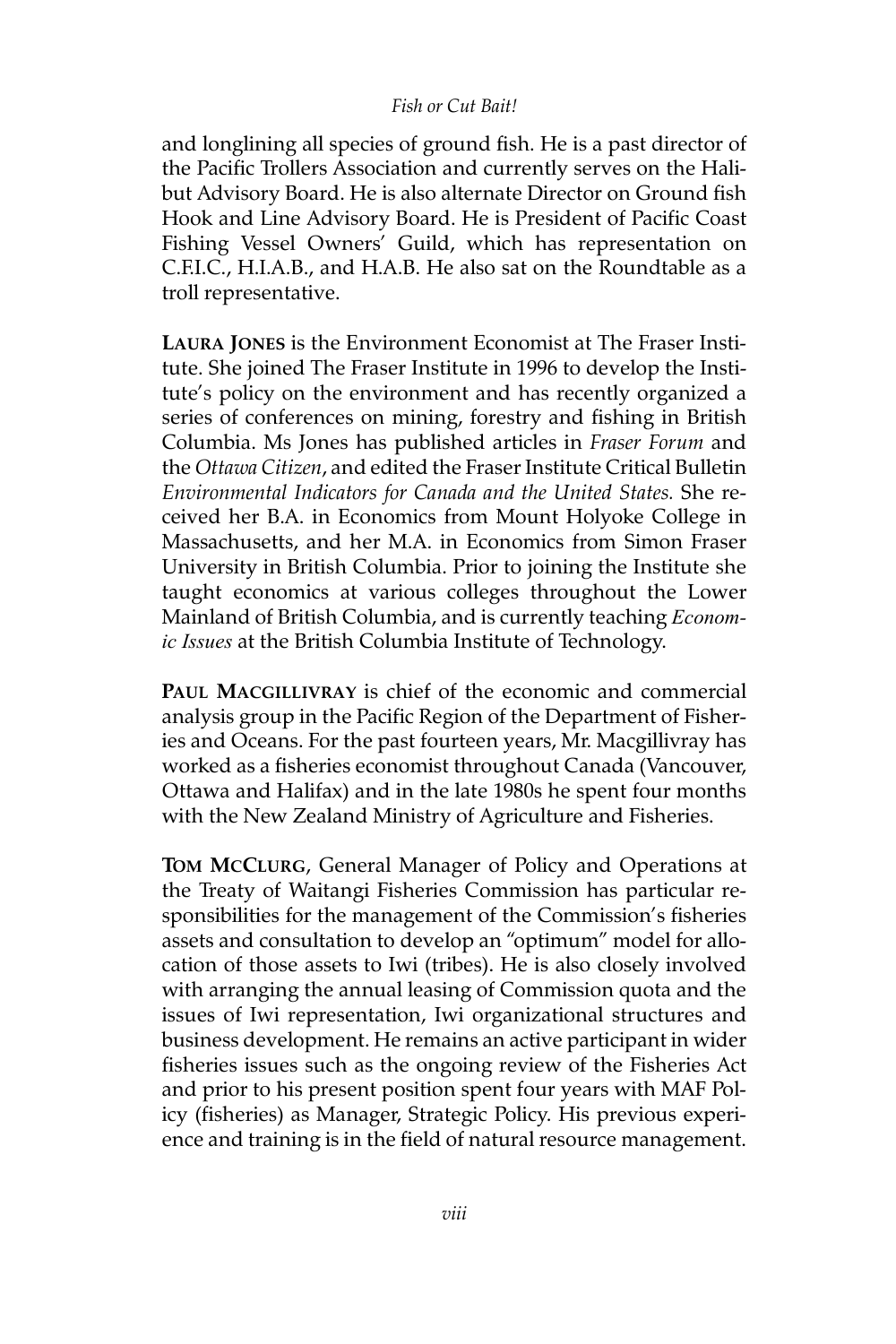and longlining all species of ground fish. He is a past director of the Pacific Trollers Association and currently serves on the Halibut Advisory Board. He is also alternate Director on Ground fish Hook and Line Advisory Board. He is President of Pacific Coast Fishing Vessel Owners' Guild, which has representation on C.F.I.C., H.I.A.B., and H.A.B. He also sat on the Roundtable as a troll representative.

**LAURA JONES** is the Environment Economist at The Fraser Institute. She joined The Fraser Institute in 1996 to develop the Institute's policy on the environment and has recently organized a series of conferences on mining, forestry and fishing in British Columbia. Ms Jones has published articles in *Fraser Forum* and the *Ottawa Citizen*, and edited the Fraser Institute Critical Bulletin *Environmental Indicators for Canada and the United States.* She received her B.A. in Economics from Mount Holyoke College in Massachusetts, and her M.A. in Economics from Simon Fraser University in British Columbia. Prior to joining the Institute she taught economics at various colleges throughout the Lower Mainland of British Columbia, and is currently teaching *Economic Issues* at the British Columbia Institute of Technology.

**PAUL MACGILLIVRAY** is chief of the economic and commercial analysis group in the Pacific Region of the Department of Fisheries and Oceans. For the past fourteen years, Mr. Macgillivray has worked as a fisheries economist throughout Canada (Vancouver, Ottawa and Halifax) and in the late 1980s he spent four months with the New Zealand Ministry of Agriculture and Fisheries.

**TOM MCCLURG**, General Manager of Policy and Operations at the Treaty of Waitangi Fisheries Commission has particular responsibilities for the management of the Commission's fisheries assets and consultation to develop an "optimum" model for allocation of those assets to Iwi (tribes). He is also closely involved with arranging the annual leasing of Commission quota and the issues of Iwi representation, Iwi organizational structures and business development. He remains an active participant in wider fisheries issues such as the ongoing review of the Fisheries Act and prior to his present position spent four years with MAF Policy (fisheries) as Manager, Strategic Policy. His previous experience and training is in the field of natural resource management.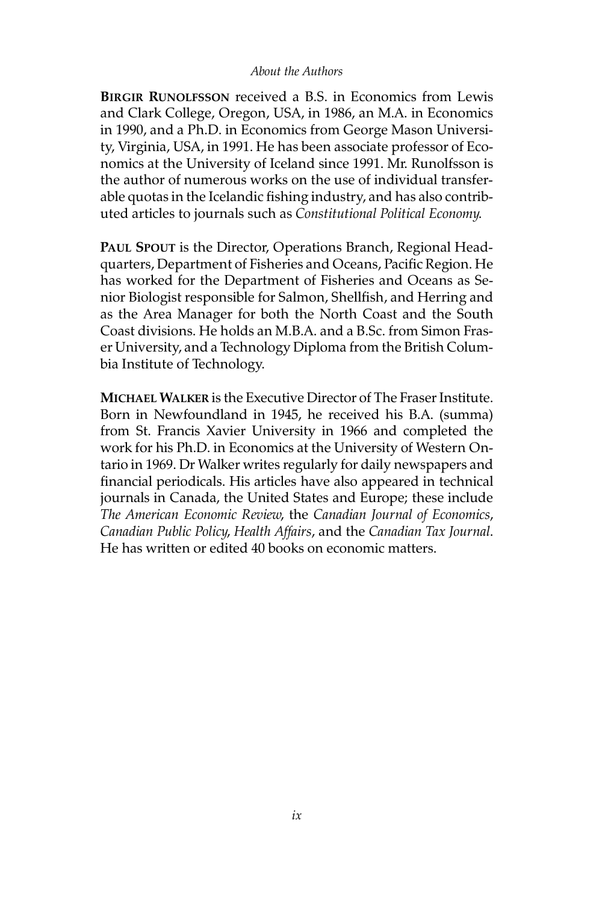**BIRGIR RUNOLFSSON** received a B.S. in Economics from Lewis and Clark College, Oregon, USA, in 1986, an M.A. in Economics in 1990, and a Ph.D. in Economics from George Mason University, Virginia, USA, in 1991. He has been associate professor of Economics at the University of Iceland since 1991. Mr. Runolfsson is the author of numerous works on the use of individual transferable quotas in the Icelandic fishing industry, and has also contributed articles to journals such as *Constitutional Political Economy*.

**PAUL SPOUT** is the Director, Operations Branch, Regional Headquarters, Department of Fisheries and Oceans, Pacific Region. He has worked for the Department of Fisheries and Oceans as Senior Biologist responsible for Salmon, Shellfish, and Herring and as the Area Manager for both the North Coast and the South Coast divisions. He holds an M.B.A. and a B.Sc. from Simon Fraser University, and a Technology Diploma from the British Columbia Institute of Technology.

**MICHAEL WALKER** is the Executive Director of The Fraser Institute. Born in Newfoundland in 1945, he received his B.A. (summa) from St. Francis Xavier University in 1966 and completed the work for his Ph.D. in Economics at the University of Western Ontario in 1969. Dr Walker writes regularly for daily newspapers and financial periodicals. His articles have also appeared in technical journals in Canada, the United States and Europe; these include *The American Economic Review*, the *Canadian Journal of Economics*, *Canadian Public Policy*, *Health Affairs*, and the *Canadian Tax Journal*. He has written or edited 40 books on economic matters.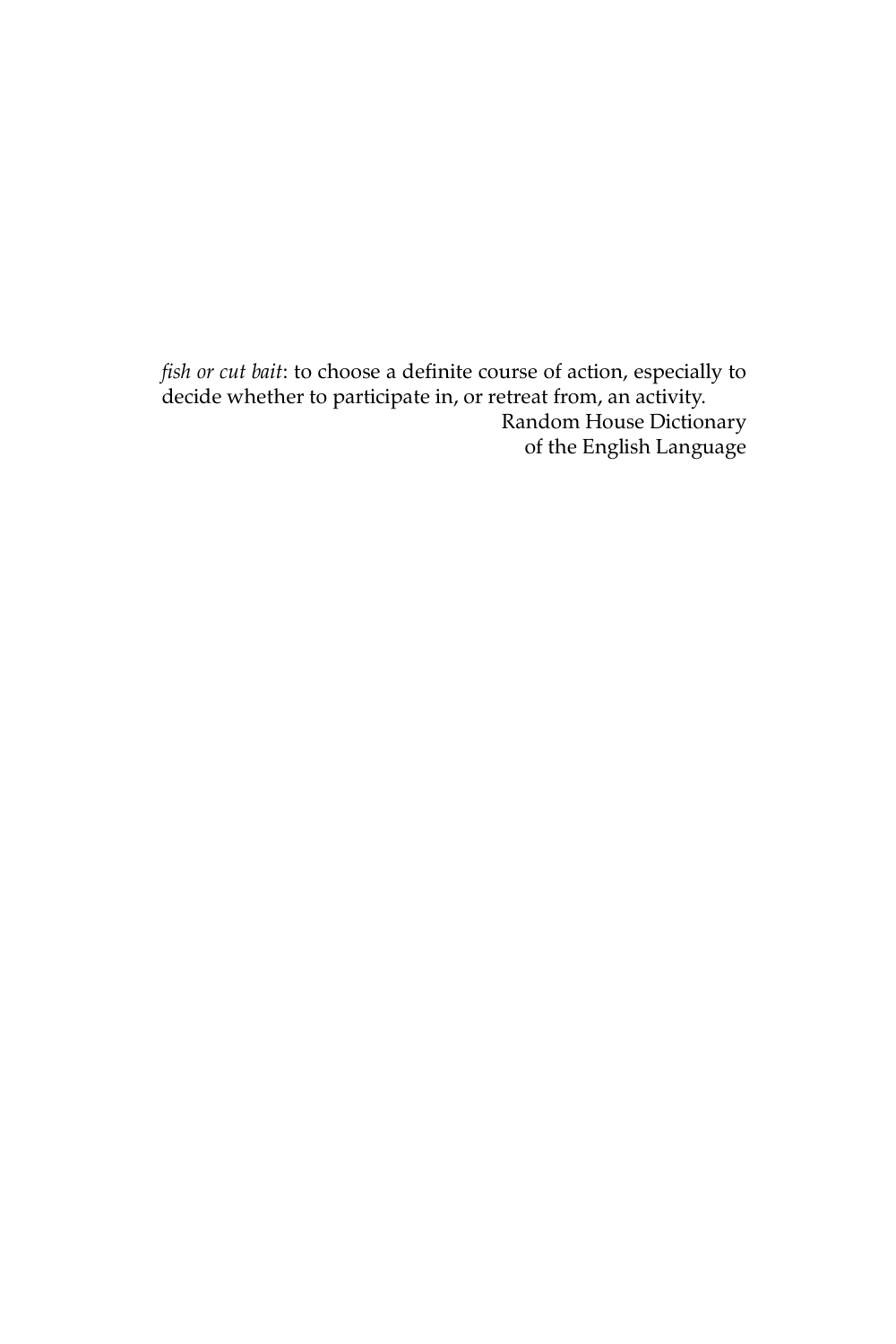*fish or cut bait*: to choose a definite course of action, especially to decide whether to participate in, or retreat from, an activity.

Random House Dictionary  
of the English Language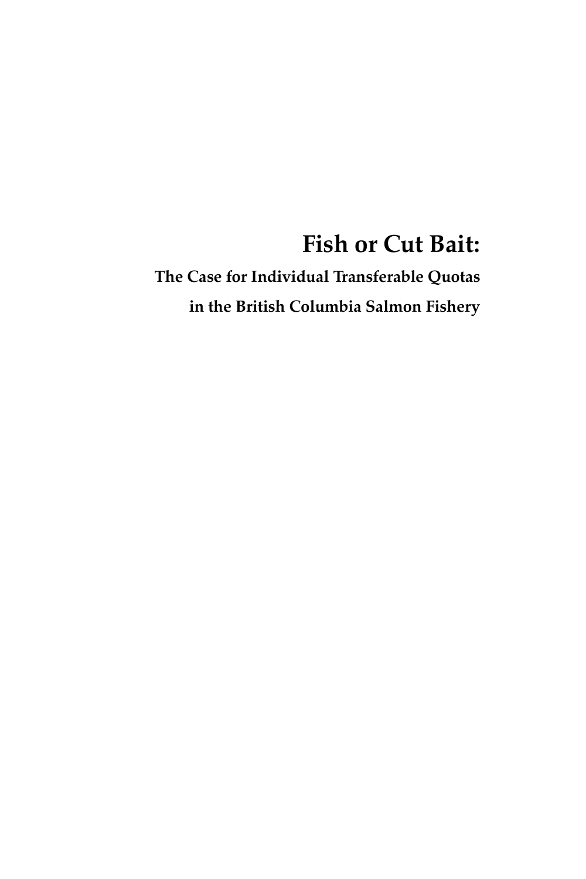# Fish or Cut Bait:

**The Case for Individual Transferable Quotas in the British Columbia Salmon Fishery**